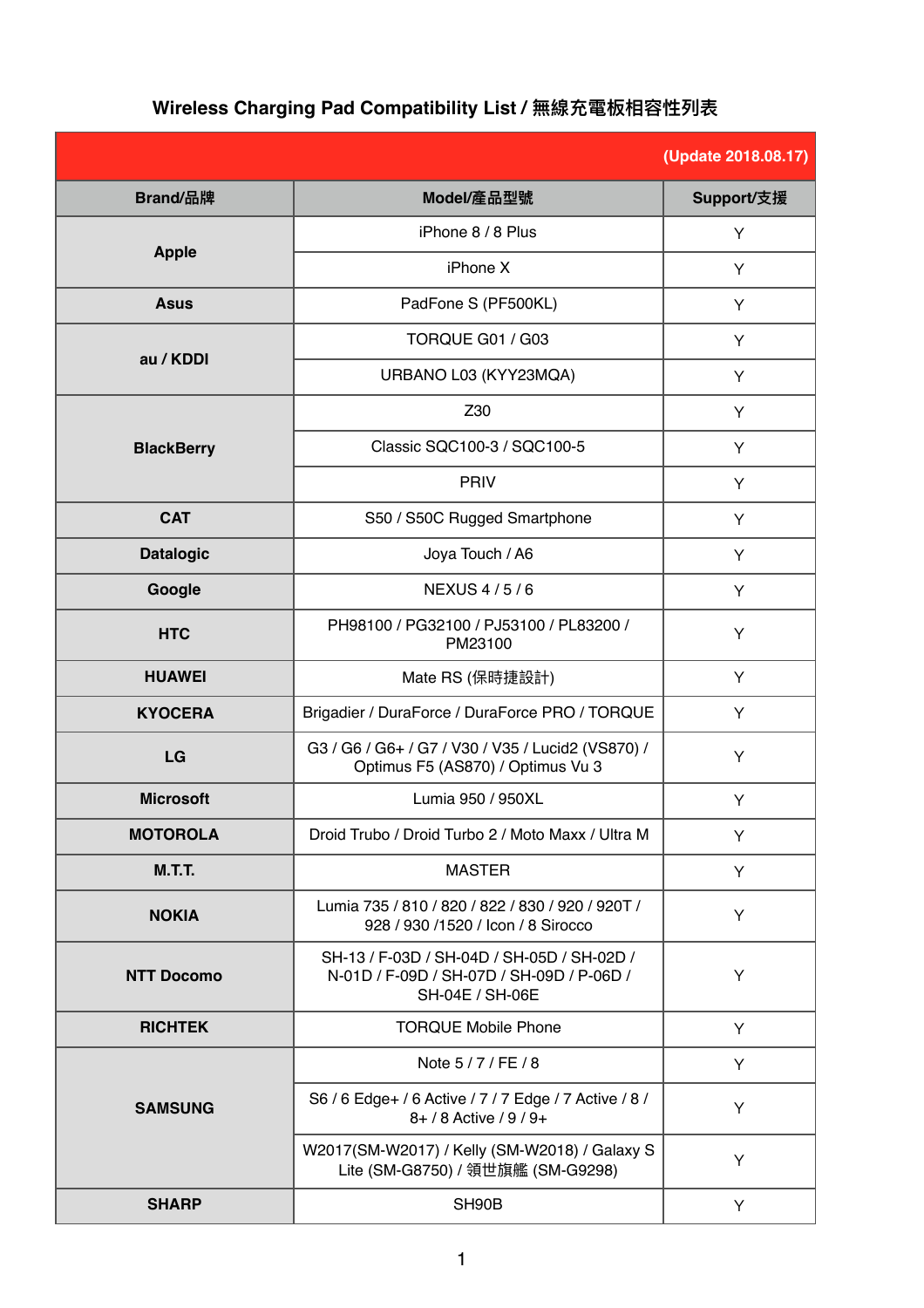# Wireless Charging Pad Compatibility List / 無線充電板相容性列表

(Update 2018.08.17)

| Brand/品牌 | Model/產品型號 | Support/支援 |
|---|---|---|
| Apple | iPhone 8 / 8 Plus | Y |
| | iPhone X | Y |
| Asus | PadFone S (PF500KL) | Y |
| au / KDDI | TORQUE G01 / G03 | Y |
| | URBANO L03 (KYY23MQA) | Y |
| BlackBerry | Z30 | Y |
| | Classic SQC100-3 / SQC100-5 | Y |
| | PRIV | Y |
| CAT | S50 / S50C Rugged Smartphone | Y |
| Datalogic | Joya Touch / A6 | Y |
| Google | NEXUS 4 / 5 / 6 | Y |
| HTC | PH98100 / PG32100 / PJ53100 / PL83200 / PM23100 | Y |
| HUAWEI | Mate RS (保時捷設計) | Y |
| KYOCERA | Brigadier / DuraForce / DuraForce PRO / TORQUE | Y |
| LG | G3 / G6 / G6+ / G7 / V30 / V35 / Lucid2 (VS870) / Optimus F5 (AS870) / Optimus Vu 3 | Y |
| Microsoft | Lumia 950 / 950XL | Y |
| MOTOROLA | Droid Trubo / Droid Turbo 2 / Moto Maxx / Ultra M | Y |
| M.T.T. | MASTER | Y |
| NOKIA | Lumia 735 / 810 / 820 / 822 / 830 / 920 / 920T / 928 / 930 /1520 / Icon / 8 Sirocco | Y |
| NTT Docomo | SH-13 / F-03D / SH-04D / SH-05D / SH-02D / N-01D / F-09D / SH-07D / SH-09D / P-06D / SH-04E / SH-06E | Y |
| RICHTEK | TORQUE Mobile Phone | Y |
| SAMSUNG | Note 5 / 7 / FE / 8 | Y |
| | S6 / 6 Edge+ / 6 Active / 7 / 7 Edge / 7 Active / 8 / 8+ / 8 Active / 9 / 9+ | Y |
| | W2017(SM-W2017) / Kelly (SM-W2018) / Galaxy S Lite (SM-G8750) / 領世旗艦 (SM-G9298) | Y |
| SHARP | SH90B | Y |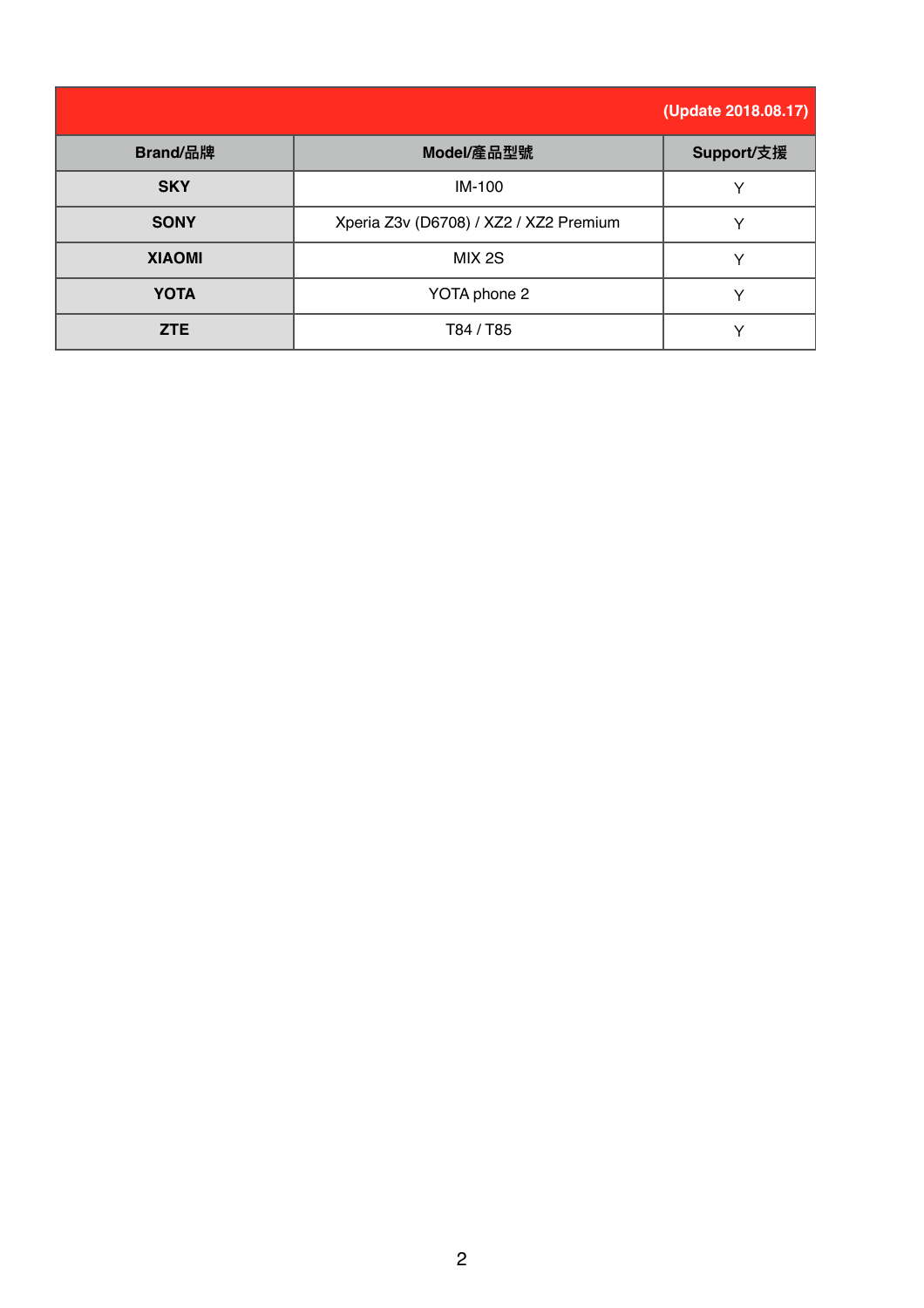| (Update 2018.08.17) | | |
|---|---|---|
| **Brand/品牌** | **Model/產品型號** | **Support/支援** |
| **SKY** | IM-100 | Y |
| **SONY** | Xperia Z3v (D6708) / XZ2 / XZ2 Premium | Y |
| **XIAOMI** | MIX 2S | Y |
| **YOTA** | YOTA phone 2 | Y |
| **ZTE** | T84 / T85 | Y |